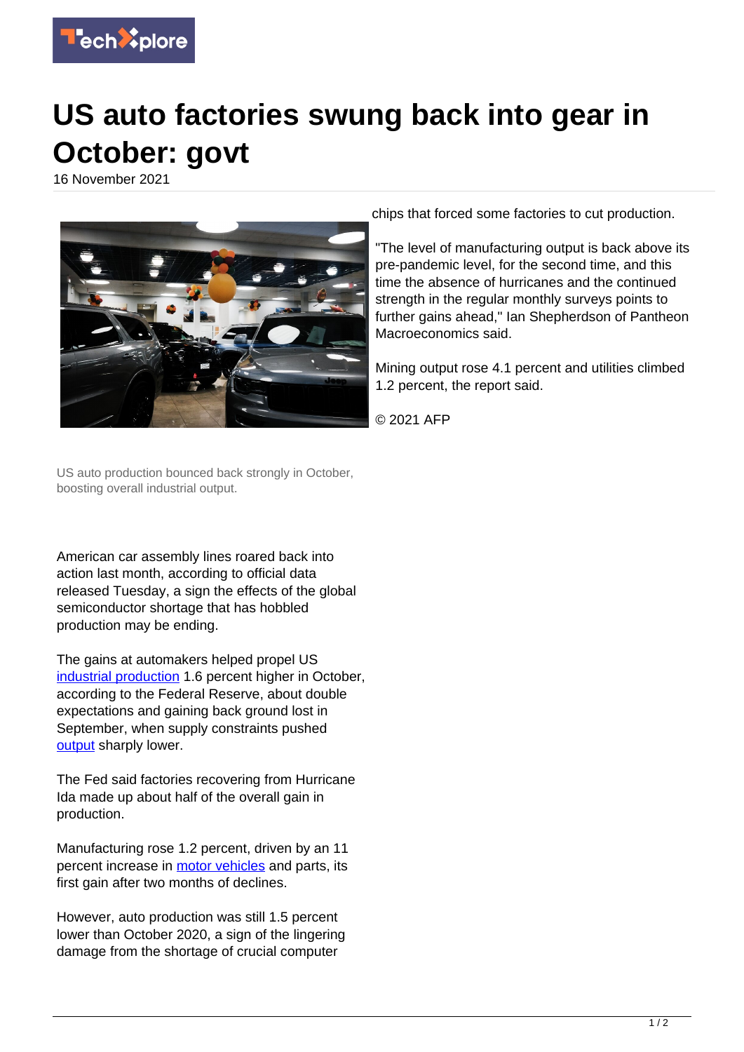# US auto factories swung back into gear in October: govt

16 November 2021

US auto production bounced back strongly in October, boosting overall industrial output.

American car assembly lines roared back into action last month, according to official data released Tuesday, a sign the effects of the global semiconductor shortage that has hobbled production may be ending.

The gains at automakers helped propel US industrial production 1.6 percent higher in October, according to the Federal Reserve, about double expectations and gaining back ground lost in September, when supply constraints pushed output sharply lower.

The Fed said factories recovering from Hurricane Ida made up about half of the overall gain in production.

Manufacturing rose 1.2 percent, driven by an 11 percent increase in motor vehicles and parts, its first gain after two months of declines.

However, auto production was still 1.5 percent lower than October 2020, a sign of the lingering damage from the shortage of crucial computer chips that forced some factories to cut production.

"The level of manufacturing output is back above its pre-pandemic level, for the second time, and this time the absence of hurricanes and the continued strength in the regular monthly surveys points to further gains ahead," Ian Shepherdson of Pantheon Macroeconomics said.

Mining output rose 4.1 percent and utilities climbed 1.2 percent, the report said.

© 2021 AFP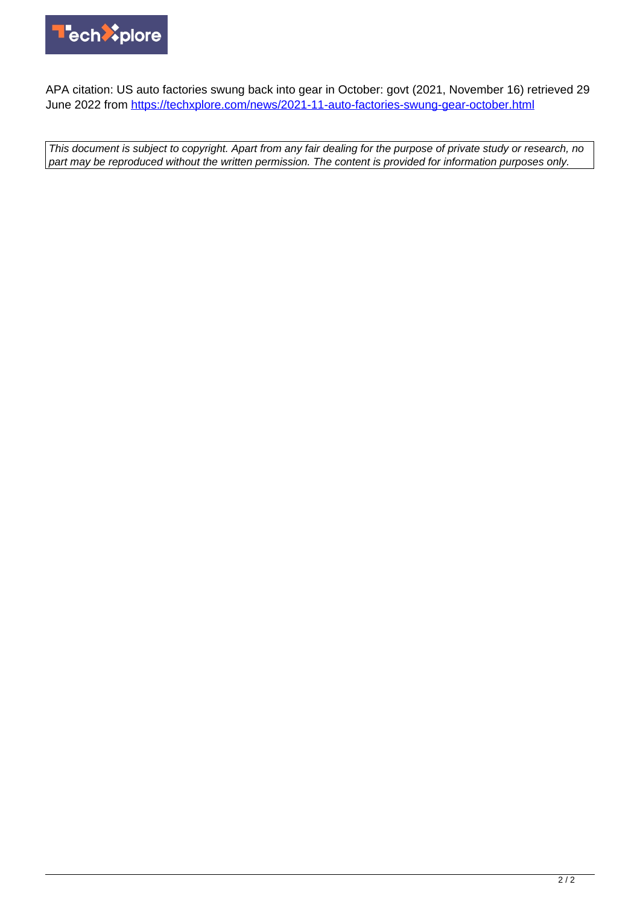APA citation: US auto factories swung back into gear in October: govt (2021, November 16) retrieved 29 June 2022 from https://techxplore.com/news/2021-11-auto-factories-swung-gear-october.html

*This document is subject to copyright. Apart from any fair dealing for the purpose of private study or research, no part may be reproduced without the written permission. The content is provided for information purposes only.*